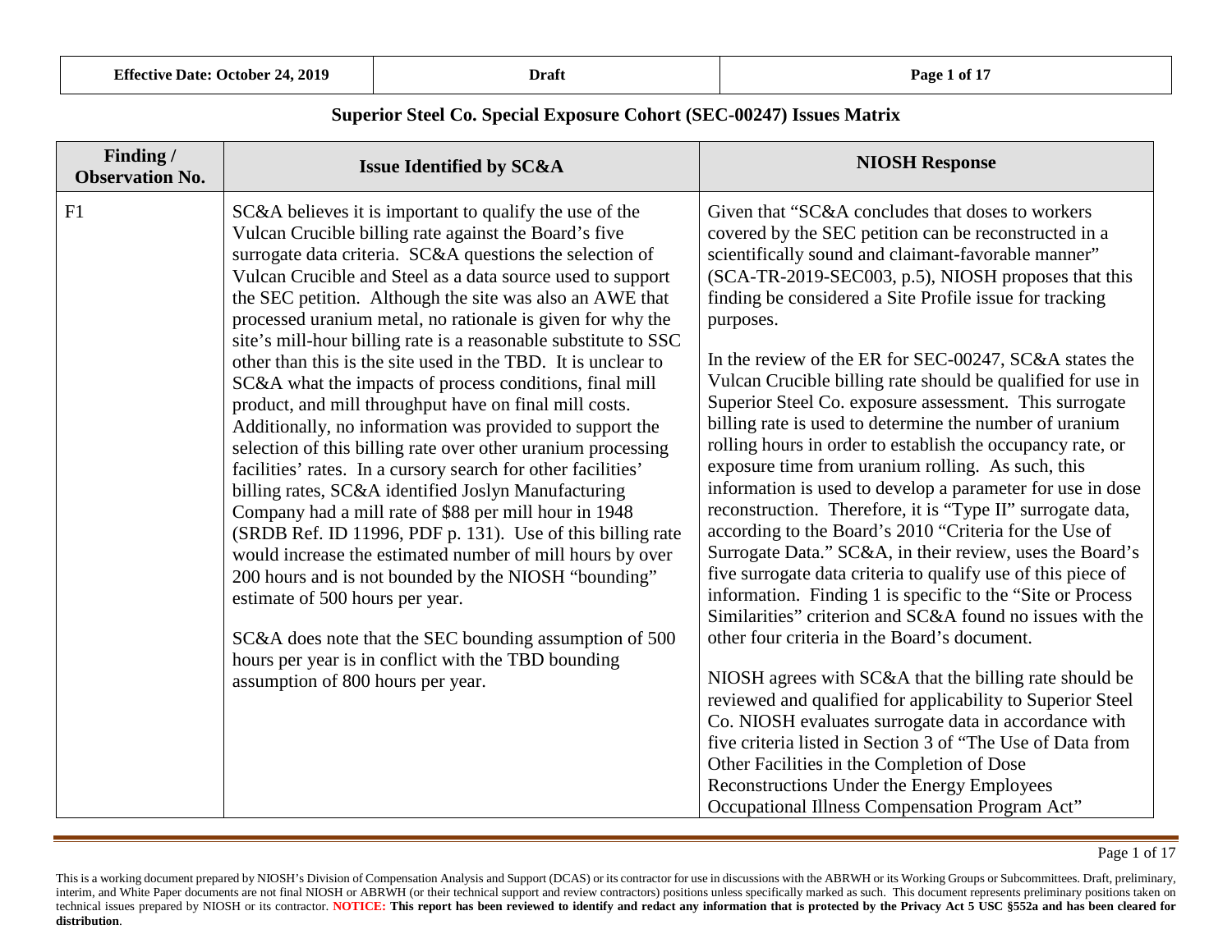## Superior Steel Co. Special Exposure Cohort (SEC-00247) Issues Matrix

| Finding / Observation No. | Issue Identified by SC&A | NIOSH Response |
|---|---|---|
| F1 | SC&A believes it is important to qualify the use of the Vulcan Crucible billing rate against the Board's five surrogate data criteria. SC&A questions the selection of Vulcan Crucible and Steel as a data source used to support the SEC petition. Although the site was also an AWE that processed uranium metal, no rationale is given for why the site's mill-hour billing rate is a reasonable substitute to SSC other than this is the site used in the TBD. It is unclear to SC&A what the impacts of process conditions, final mill product, and mill throughput have on final mill costs. Additionally, no information was provided to support the selection of this billing rate over other uranium processing facilities' rates. In a cursory search for other facilities' billing rates, SC&A identified Joslyn Manufacturing Company had a mill rate of $88 per mill hour in 1948 (SRDB Ref. ID 11996, PDF p. 131). Use of this billing rate would increase the estimated number of mill hours by over 200 hours and is not bounded by the NIOSH "bounding" estimate of 500 hours per year.<br><br>SC&A does note that the SEC bounding assumption of 500 hours per year is in conflict with the TBD bounding assumption of 800 hours per year. | Given that "SC&A concludes that doses to workers covered by the SEC petition can be reconstructed in a scientifically sound and claimant-favorable manner" (SCA-TR-2019-SEC003, p.5), NIOSH proposes that this finding be considered a Site Profile issue for tracking purposes.<br><br>In the review of the ER for SEC-00247, SC&A states the Vulcan Crucible billing rate should be qualified for use in Superior Steel Co. exposure assessment. This surrogate billing rate is used to determine the number of uranium rolling hours in order to establish the occupancy rate, or exposure time from uranium rolling. As such, this information is used to develop a parameter for use in dose reconstruction. Therefore, it is "Type II" surrogate data, according to the Board's 2010 "Criteria for the Use of Surrogate Data." SC&A, in their review, uses the Board's five surrogate data criteria to qualify use of this piece of information. Finding 1 is specific to the "Site or Process Similarities" criterion and SC&A found no issues with the other four criteria in the Board's document.<br><br>NIOSH agrees with SC&A that the billing rate should be reviewed and qualified for applicability to Superior Steel Co. NIOSH evaluates surrogate data in accordance with five criteria listed in Section 3 of "The Use of Data from Other Facilities in the Completion of Dose Reconstructions Under the Energy Employees Occupational Illness Compensation Program Act" |

This is a working document prepared by NIOSH's Division of Compensation Analysis and Support (DCAS) or its contractor for use in discussions with the ABRWH or its Working Groups or Subcommittees. Draft, preliminary, interim, and White Paper documents are not final NIOSH or ABRWH (or their technical support and review contractors) positions unless specifically marked as such. This document represents preliminary positions taken on technical issues prepared by NIOSH or its contractor. **NOTICE: This report has been reviewed to identify and redact any information that is protected by the Privacy Act 5 USC §552a and has been cleared for distribution**.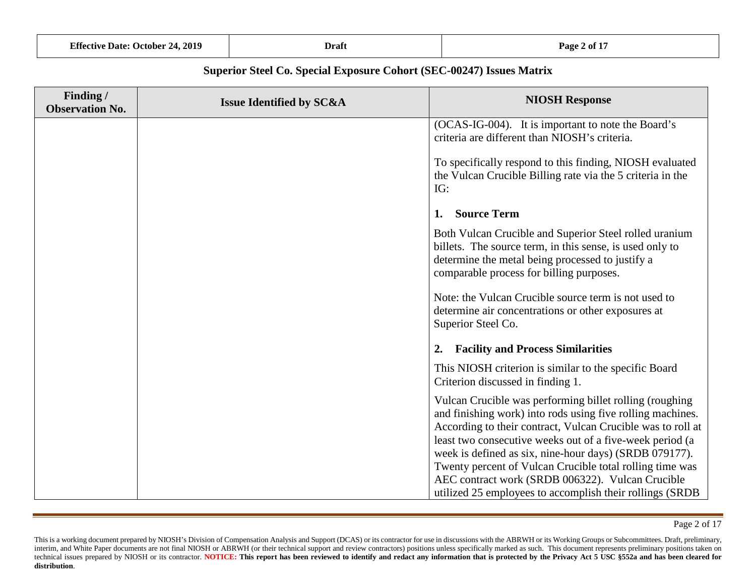## Superior Steel Co. Special Exposure Cohort (SEC-00247) Issues Matrix

| Finding / Observation No. | Issue Identified by SC&A | NIOSH Response |
|---|---|---|
| | | (OCAS-IG-004). It is important to note the Board's criteria are different than NIOSH's criteria.<br><br>To specifically respond to this finding, NIOSH evaluated the Vulcan Crucible Billing rate via the 5 criteria in the IG:<br><br>**1. Source Term**<br><br>Both Vulcan Crucible and Superior Steel rolled uranium billets. The source term, in this sense, is used only to determine the metal being processed to justify a comparable process for billing purposes.<br><br>Note: the Vulcan Crucible source term is not used to determine air concentrations or other exposures at Superior Steel Co.<br><br>**2. Facility and Process Similarities**<br><br>This NIOSH criterion is similar to the specific Board Criterion discussed in finding 1.<br><br>Vulcan Crucible was performing billet rolling (roughing and finishing work) into rods using five rolling machines. According to their contract, Vulcan Crucible was to roll at least two consecutive weeks out of a five-week period (a week is defined as six, nine-hour days) (SRDB 079177). Twenty percent of Vulcan Crucible total rolling time was AEC contract work (SRDB 006322). Vulcan Crucible utilized 25 employees to accomplish their rollings (SRDB |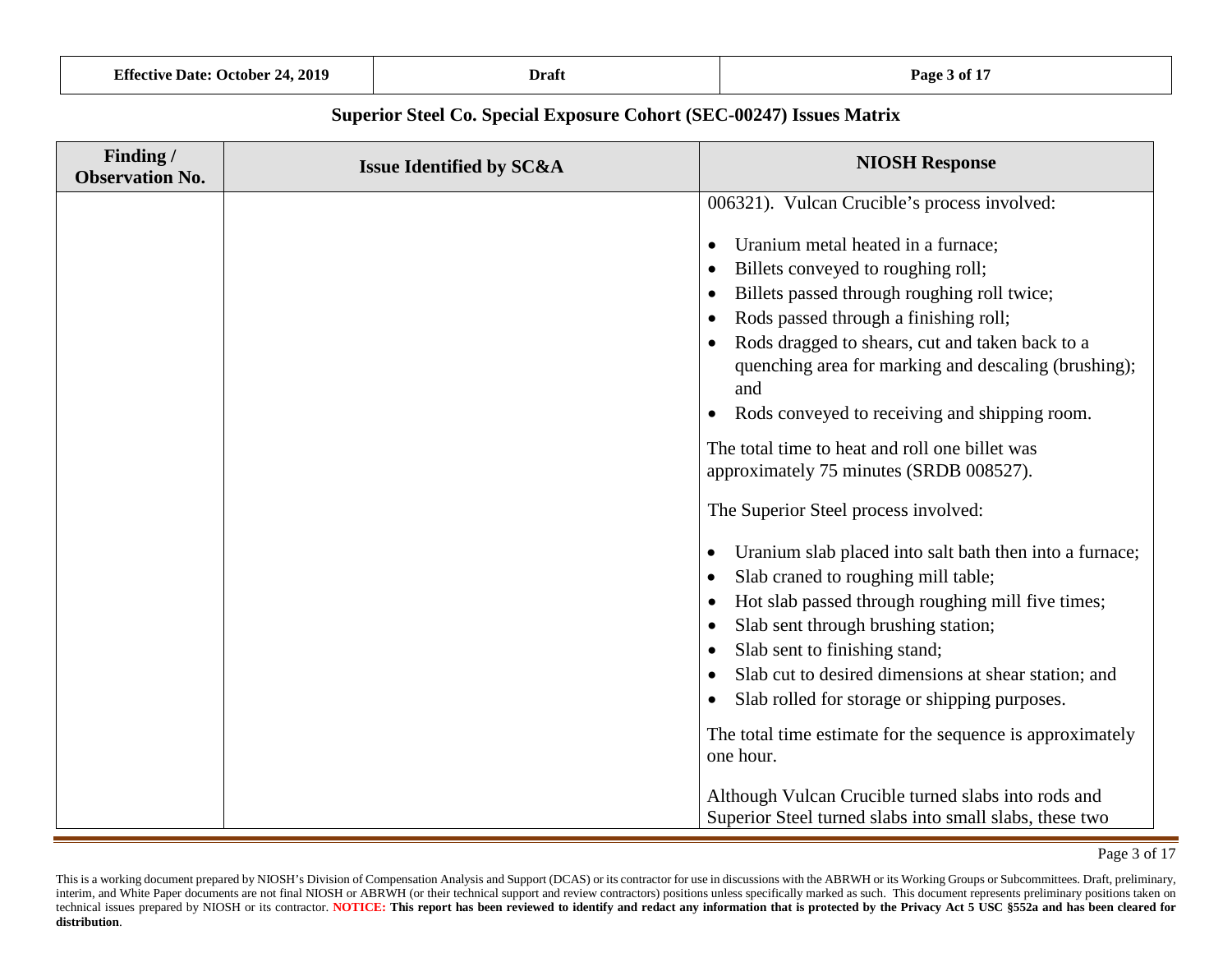## Superior Steel Co. Special Exposure Cohort (SEC-00247) Issues Matrix

| Finding / Observation No. | Issue Identified by SC&A | NIOSH Response |
|---|---|---|
| | | 006321). Vulcan Crucible's process involved:<br><br>• Uranium metal heated in a furnace;<br>• Billets conveyed to roughing roll;<br>• Billets passed through roughing roll twice;<br>• Rods passed through a finishing roll;<br>• Rods dragged to shears, cut and taken back to a quenching area for marking and descaling (brushing); and<br>• Rods conveyed to receiving and shipping room.<br><br>The total time to heat and roll one billet was approximately 75 minutes (SRDB 008527).<br><br>The Superior Steel process involved:<br><br>• Uranium slab placed into salt bath then into a furnace;<br>• Slab craned to roughing mill table;<br>• Hot slab passed through roughing mill five times;<br>• Slab sent through brushing station;<br>• Slab sent to finishing stand;<br>• Slab cut to desired dimensions at shear station; and<br>• Slab rolled for storage or shipping purposes.<br><br>The total time estimate for the sequence is approximately one hour.<br><br>Although Vulcan Crucible turned slabs into rods and Superior Steel turned slabs into small slabs, these two |

This is a working document prepared by NIOSH's Division of Compensation Analysis and Support (DCAS) or its contractor for use in discussions with the ABRWH or its Working Groups or Subcommittees. Draft, preliminary, interim, and White Paper documents are not final NIOSH or ABRWH (or their technical support and review contractors) positions unless specifically marked as such. This document represents preliminary positions taken on technical issues prepared by NIOSH or its contractor. **NOTICE: This report has been reviewed to identify and redact any information that is protected by the Privacy Act 5 USC §552a and has been cleared for distribution**.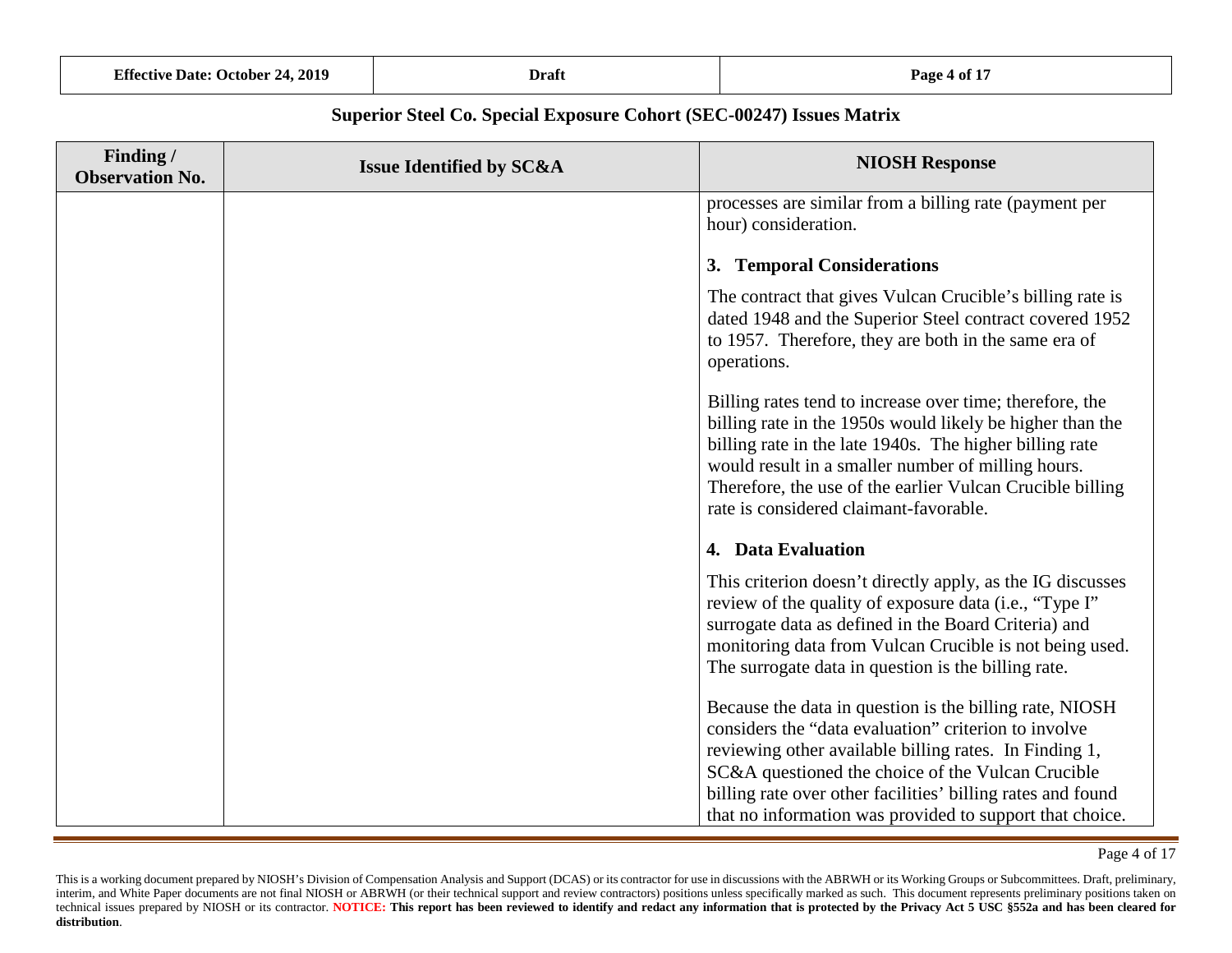## Superior Steel Co. Special Exposure Cohort (SEC-00247) Issues Matrix

| Finding / Observation No. | Issue Identified by SC&A | NIOSH Response |
|---|---|---|
| | | processes are similar from a billing rate (payment per hour) consideration.<br><br>**3. Temporal Considerations**<br><br>The contract that gives Vulcan Crucible's billing rate is dated 1948 and the Superior Steel contract covered 1952 to 1957. Therefore, they are both in the same era of operations.<br><br>Billing rates tend to increase over time; therefore, the billing rate in the 1950s would likely be higher than the billing rate in the late 1940s. The higher billing rate would result in a smaller number of milling hours. Therefore, the use of the earlier Vulcan Crucible billing rate is considered claimant-favorable.<br><br>**4. Data Evaluation**<br><br>This criterion doesn't directly apply, as the IG discusses review of the quality of exposure data (i.e., "Type I" surrogate data as defined in the Board Criteria) and monitoring data from Vulcan Crucible is not being used. The surrogate data in question is the billing rate.<br><br>Because the data in question is the billing rate, NIOSH considers the "data evaluation" criterion to involve reviewing other available billing rates. In Finding 1, SC&A questioned the choice of the Vulcan Crucible billing rate over other facilities' billing rates and found that no information was provided to support that choice. |

This is a working document prepared by NIOSH's Division of Compensation Analysis and Support (DCAS) or its contractor for use in discussions with the ABRWH or its Working Groups or Subcommittees. Draft, preliminary, interim, and White Paper documents are not final NIOSH or ABRWH (or their technical support and review contractors) positions unless specifically marked as such. This document represents preliminary positions taken on technical issues prepared by NIOSH or its contractor. **NOTICE: This report has been reviewed to identify and redact any information that is protected by the Privacy Act 5 USC §552a and has been cleared for distribution**.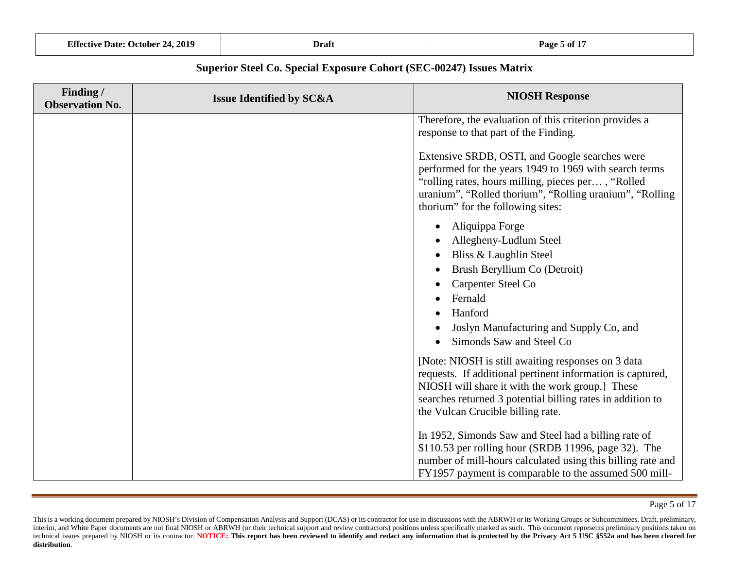## Superior Steel Co. Special Exposure Cohort (SEC-00247) Issues Matrix

| Finding / Observation No. | Issue Identified by SC&A | NIOSH Response |
|---|---|---|
| | | Therefore, the evaluation of this criterion provides a response to that part of the Finding.<br><br>Extensive SRDB, OSTI, and Google searches were performed for the years 1949 to 1969 with search terms "rolling rates, hours milling, pieces per… , "Rolled uranium", "Rolled thorium", "Rolling uranium", "Rolling thorium" for the following sites:<br><br>• Aliquippa Forge<br>• Allegheny-Ludlum Steel<br>• Bliss & Laughlin Steel<br>• Brush Beryllium Co (Detroit)<br>• Carpenter Steel Co<br>• Fernald<br>• Hanford<br>• Joslyn Manufacturing and Supply Co, and<br>• Simonds Saw and Steel Co<br><br>[Note: NIOSH is still awaiting responses on 3 data requests. If additional pertinent information is captured, NIOSH will share it with the work group.] These searches returned 3 potential billing rates in addition to the Vulcan Crucible billing rate.<br><br>In 1952, Simonds Saw and Steel had a billing rate of $110.53 per rolling hour (SRDB 11996, page 32). The number of mill-hours calculated using this billing rate and FY1957 payment is comparable to the assumed 500 mill- |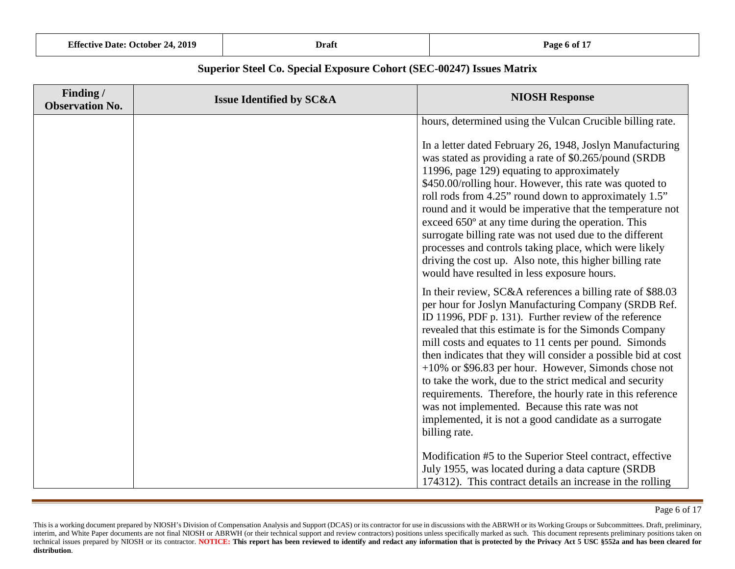## Superior Steel Co. Special Exposure Cohort (SEC-00247) Issues Matrix

| Finding / Observation No. | Issue Identified by SC&A | NIOSH Response |
|---|---|---|
| | | hours, determined using the Vulcan Crucible billing rate.<br><br>In a letter dated February 26, 1948, Joslyn Manufacturing was stated as providing a rate of \$0.265/pound (SRDB 11996, page 129) equating to approximately \$450.00/rolling hour. However, this rate was quoted to roll rods from 4.25" round down to approximately 1.5" round and it would be imperative that the temperature not exceed 650º at any time during the operation. This surrogate billing rate was not used due to the different processes and controls taking place, which were likely driving the cost up. Also note, this higher billing rate would have resulted in less exposure hours.<br><br>In their review, SC&A references a billing rate of \$88.03 per hour for Joslyn Manufacturing Company (SRDB Ref. ID 11996, PDF p. 131). Further review of the reference revealed that this estimate is for the Simonds Company mill costs and equates to 11 cents per pound. Simonds then indicates that they will consider a possible bid at cost +10% or \$96.83 per hour. However, Simonds chose not to take the work, due to the strict medical and security requirements. Therefore, the hourly rate in this reference was not implemented. Because this rate was not implemented, it is not a good candidate as a surrogate billing rate.<br><br>Modification #5 to the Superior Steel contract, effective July 1955, was located during a data capture (SRDB 174312). This contract details an increase in the rolling |

This is a working document prepared by NIOSH's Division of Compensation Analysis and Support (DCAS) or its contractor for use in discussions with the ABRWH or its Working Groups or Subcommittees. Draft, preliminary, interim, and White Paper documents are not final NIOSH or ABRWH (or their technical support and review contractors) positions unless specifically marked as such. This document represents preliminary positions taken on technical issues prepared by NIOSH or its contractor. **NOTICE: This report has been reviewed to identify and redact any information that is protected by the Privacy Act 5 USC §552a and has been cleared for distribution**.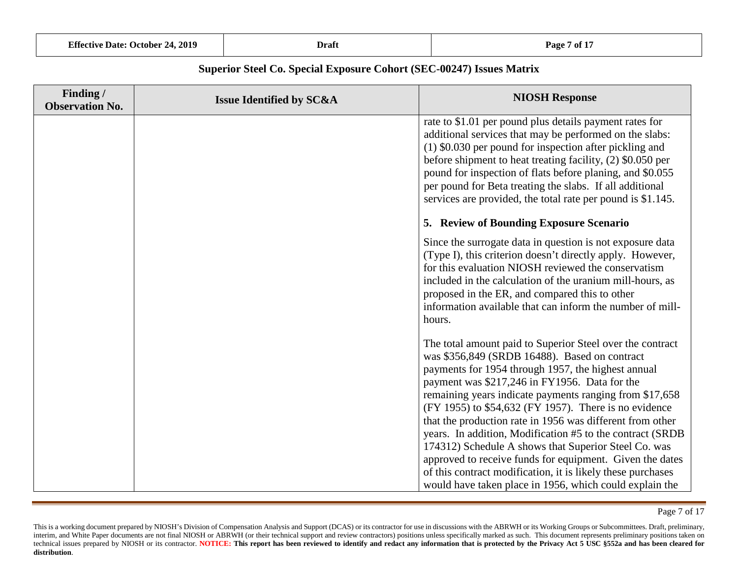## Superior Steel Co. Special Exposure Cohort (SEC-00247) Issues Matrix

| Finding / Observation No. | Issue Identified by SC&A | NIOSH Response |
|---|---|---|
| | | rate to \$1.01 per pound plus details payment rates for additional services that may be performed on the slabs: (1) \$0.030 per pound for inspection after pickling and before shipment to heat treating facility, (2) \$0.050 per pound for inspection of flats before planing, and \$0.055 per pound for Beta treating the slabs. If all additional services are provided, the total rate per pound is \$1.145.<br><br>**5. Review of Bounding Exposure Scenario**<br><br>Since the surrogate data in question is not exposure data (Type I), this criterion doesn't directly apply. However, for this evaluation NIOSH reviewed the conservatism included in the calculation of the uranium mill-hours, as proposed in the ER, and compared this to other information available that can inform the number of mill-hours.<br><br>The total amount paid to Superior Steel over the contract was \$356,849 (SRDB 16488). Based on contract payments for 1954 through 1957, the highest annual payment was \$217,246 in FY1956. Data for the remaining years indicate payments ranging from \$17,658 (FY 1955) to \$54,632 (FY 1957). There is no evidence that the production rate in 1956 was different from other years. In addition, Modification #5 to the contract (SRDB 174312) Schedule A shows that Superior Steel Co. was approved to receive funds for equipment. Given the dates of this contract modification, it is likely these purchases would have taken place in 1956, which could explain the |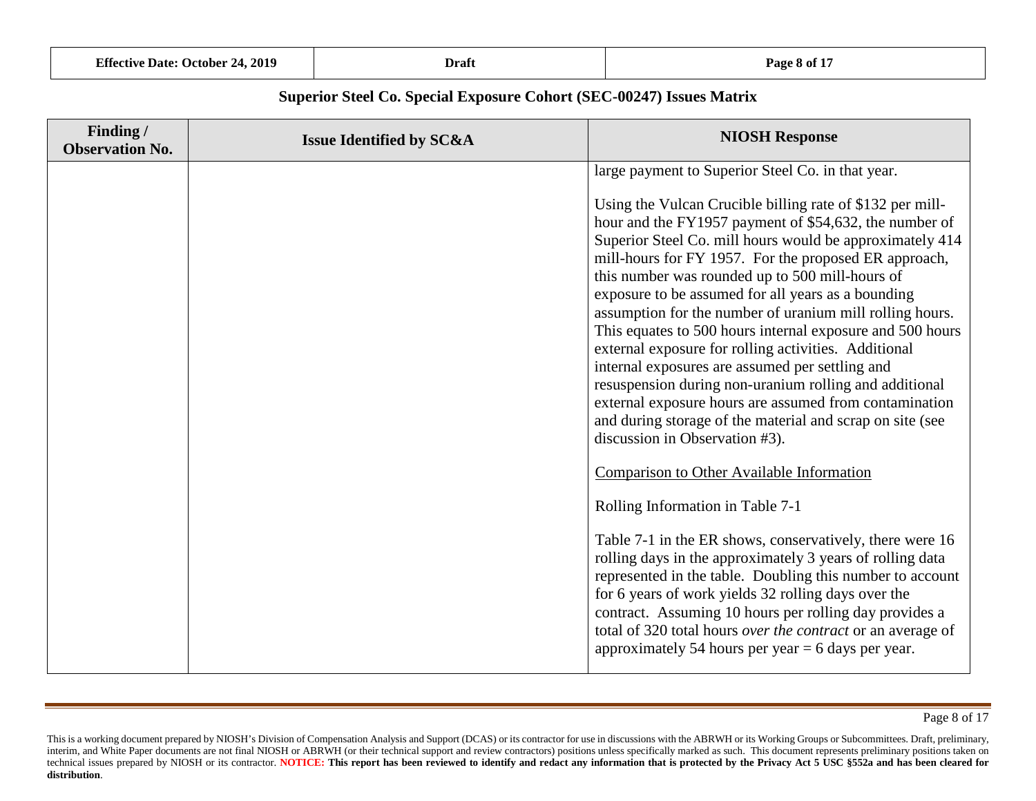## Superior Steel Co. Special Exposure Cohort (SEC-00247) Issues Matrix

| Finding / Observation No. | Issue Identified by SC&A | NIOSH Response |
|---|---|---|
| | | large payment to Superior Steel Co. in that year.<br><br>Using the Vulcan Crucible billing rate of $132 per mill-hour and the FY1957 payment of $54,632, the number of Superior Steel Co. mill hours would be approximately 414 mill-hours for FY 1957. For the proposed ER approach, this number was rounded up to 500 mill-hours of exposure to be assumed for all years as a bounding assumption for the number of uranium mill rolling hours. This equates to 500 hours internal exposure and 500 hours external exposure for rolling activities. Additional internal exposures are assumed per settling and resuspension during non-uranium rolling and additional external exposure hours are assumed from contamination and during storage of the material and scrap on site (see discussion in Observation #3).<br><br><u>Comparison to Other Available Information</u><br><br>Rolling Information in Table 7-1<br><br>Table 7-1 in the ER shows, conservatively, there were 16 rolling days in the approximately 3 years of rolling data represented in the table. Doubling this number to account for 6 years of work yields 32 rolling days over the contract. Assuming 10 hours per rolling day provides a total of 320 total hours *over the contract* or an average of approximately 54 hours per year = 6 days per year. |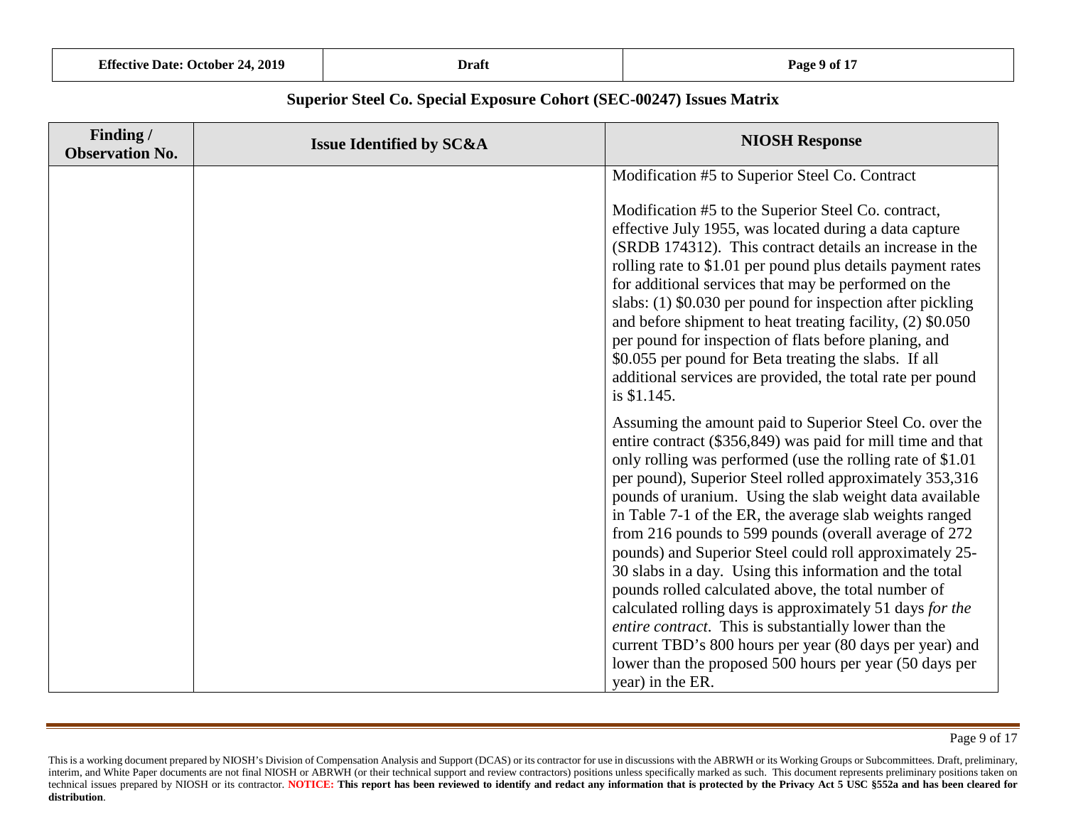## Superior Steel Co. Special Exposure Cohort (SEC-00247) Issues Matrix

| Finding / Observation No. | Issue Identified by SC&A | NIOSH Response |
|---|---|---|
| | | Modification #5 to Superior Steel Co. Contract<br><br>Modification #5 to the Superior Steel Co. contract, effective July 1955, was located during a data capture (SRDB 174312). This contract details an increase in the rolling rate to $1.01 per pound plus details payment rates for additional services that may be performed on the slabs: (1) $0.030 per pound for inspection after pickling and before shipment to heat treating facility, (2) $0.050 per pound for inspection of flats before planing, and $0.055 per pound for Beta treating the slabs. If all additional services are provided, the total rate per pound is $1.145.<br><br>Assuming the amount paid to Superior Steel Co. over the entire contract ($356,849) was paid for mill time and that only rolling was performed (use the rolling rate of $1.01 per pound), Superior Steel rolled approximately 353,316 pounds of uranium. Using the slab weight data available in Table 7-1 of the ER, the average slab weights ranged from 216 pounds to 599 pounds (overall average of 272 pounds) and Superior Steel could roll approximately 25-30 slabs in a day. Using this information and the total pounds rolled calculated above, the total number of calculated rolling days is approximately 51 days *for the entire contract*. This is substantially lower than the current TBD's 800 hours per year (80 days per year) and lower than the proposed 500 hours per year (50 days per year) in the ER. |

This is a working document prepared by NIOSH's Division of Compensation Analysis and Support (DCAS) or its contractor for use in discussions with the ABRWH or its Working Groups or Subcommittees. Draft, preliminary, interim, and White Paper documents are not final NIOSH or ABRWH (or their technical support and review contractors) positions unless specifically marked as such. This document represents preliminary positions taken on technical issues prepared by NIOSH or its contractor. **NOTICE: This report has been reviewed to identify and redact any information that is protected by the Privacy Act 5 USC §552a and has been cleared for distribution**.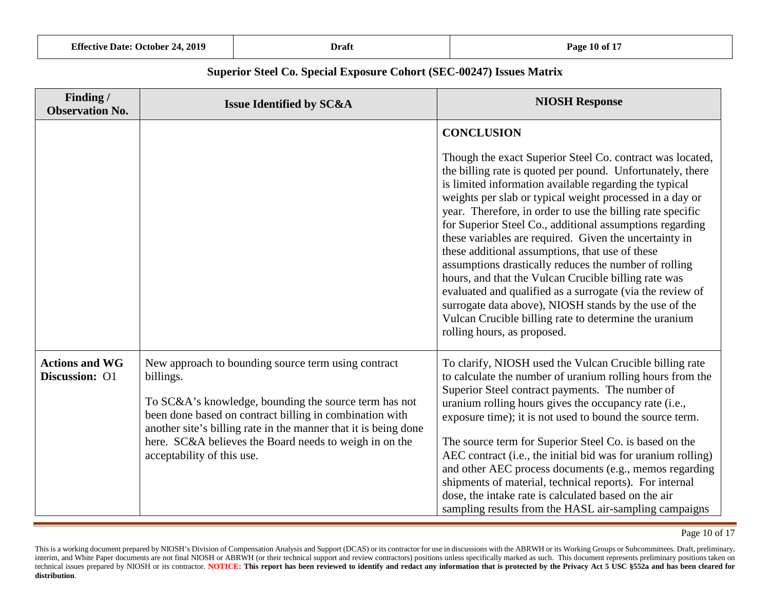## Superior Steel Co. Special Exposure Cohort (SEC-00247) Issues Matrix

| Finding / Observation No. | Issue Identified by SC&A | NIOSH Response |
|---|---|---|
| | | **CONCLUSION**<br><br>Though the exact Superior Steel Co. contract was located, the billing rate is quoted per pound. Unfortunately, there is limited information available regarding the typical weights per slab or typical weight processed in a day or year. Therefore, in order to use the billing rate specific for Superior Steel Co., additional assumptions regarding these variables are required. Given the uncertainty in these additional assumptions, that use of these assumptions drastically reduces the number of rolling hours, and that the Vulcan Crucible billing rate was evaluated and qualified as a surrogate (via the review of surrogate data above), NIOSH stands by the use of the Vulcan Crucible billing rate to determine the uranium rolling hours, as proposed. |
| **Actions and WG Discussion:** O1 | New approach to bounding source term using contract billings.<br><br>To SC&A's knowledge, bounding the source term has not been done based on contract billing in combination with another site's billing rate in the manner that it is being done here. SC&A believes the Board needs to weigh in on the acceptability of this use. | To clarify, NIOSH used the Vulcan Crucible billing rate to calculate the number of uranium rolling hours from the Superior Steel contract payments. The number of uranium rolling hours gives the occupancy rate (i.e., exposure time); it is not used to bound the source term.<br><br>The source term for Superior Steel Co. is based on the AEC contract (i.e., the initial bid was for uranium rolling) and other AEC process documents (e.g., memos regarding shipments of material, technical reports). For internal dose, the intake rate is calculated based on the air sampling results from the HASL air-sampling campaigns |

This is a working document prepared by NIOSH's Division of Compensation Analysis and Support (DCAS) or its contractor for use in discussions with the ABRWH or its Working Groups or Subcommittees. Draft, preliminary, interim, and White Paper documents are not final NIOSH or ABRWH (or their technical support and review contractors) positions unless specifically marked as such. This document represents preliminary positions taken on technical issues prepared by NIOSH or its contractor. **NOTICE: This report has been reviewed to identify and redact any information that is protected by the Privacy Act 5 USC §552a and has been cleared for distribution**.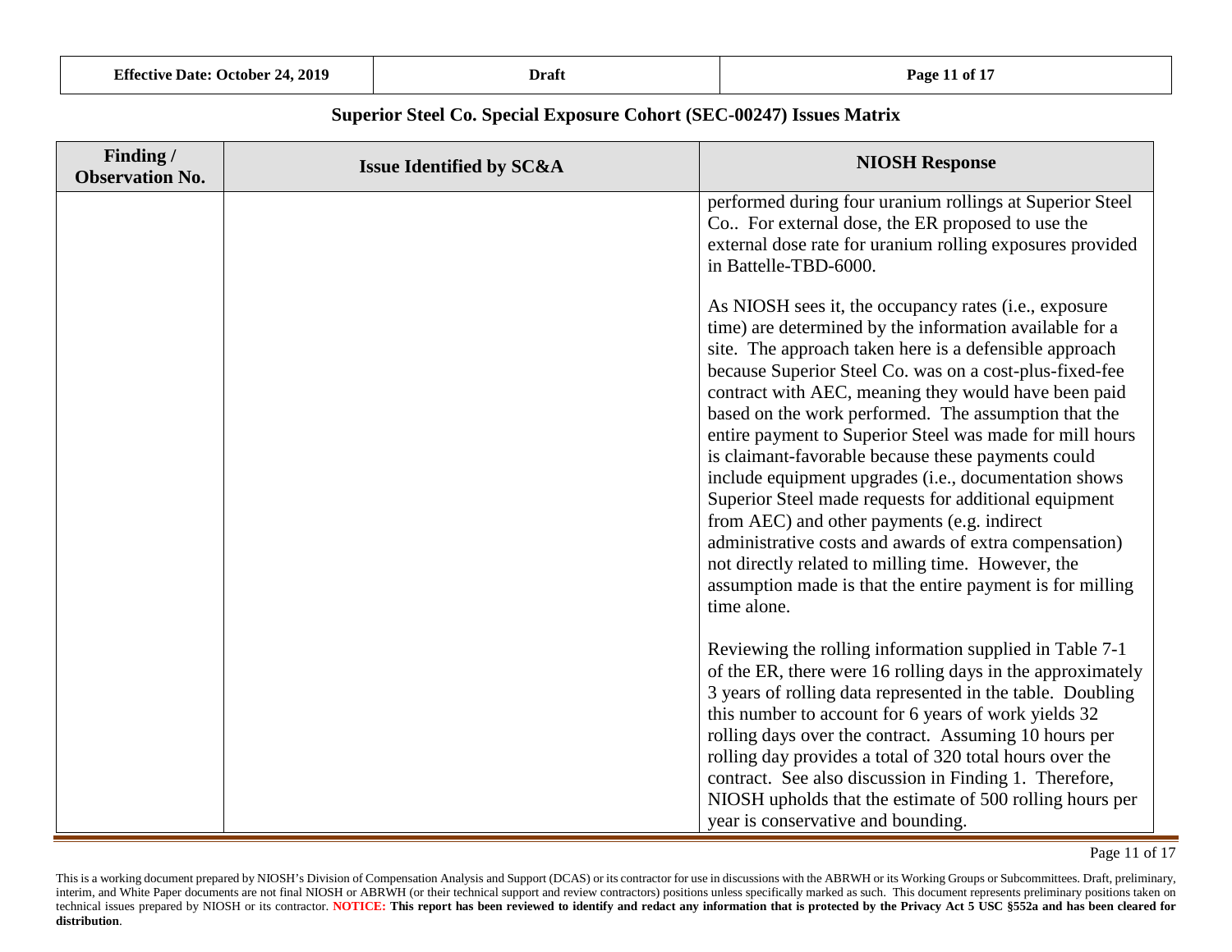## Superior Steel Co. Special Exposure Cohort (SEC-00247) Issues Matrix

| Finding / Observation No. | Issue Identified by SC&A | NIOSH Response |
|---|---|---|
| | | performed during four uranium rollings at Superior Steel Co.. For external dose, the ER proposed to use the external dose rate for uranium rolling exposures provided in Battelle-TBD-6000.<br><br>As NIOSH sees it, the occupancy rates (i.e., exposure time) are determined by the information available for a site. The approach taken here is a defensible approach because Superior Steel Co. was on a cost-plus-fixed-fee contract with AEC, meaning they would have been paid based on the work performed. The assumption that the entire payment to Superior Steel was made for mill hours is claimant-favorable because these payments could include equipment upgrades (i.e., documentation shows Superior Steel made requests for additional equipment from AEC) and other payments (e.g. indirect administrative costs and awards of extra compensation) not directly related to milling time. However, the assumption made is that the entire payment is for milling time alone.<br><br>Reviewing the rolling information supplied in Table 7-1 of the ER, there were 16 rolling days in the approximately 3 years of rolling data represented in the table. Doubling this number to account for 6 years of work yields 32 rolling days over the contract. Assuming 10 hours per rolling day provides a total of 320 total hours over the contract. See also discussion in Finding 1. Therefore, NIOSH upholds that the estimate of 500 rolling hours per year is conservative and bounding. |

This is a working document prepared by NIOSH's Division of Compensation Analysis and Support (DCAS) or its contractor for use in discussions with the ABRWH or its Working Groups or Subcommittees. Draft, preliminary, interim, and White Paper documents are not final NIOSH or ABRWH (or their technical support and review contractors) positions unless specifically marked as such. This document represents preliminary positions taken on technical issues prepared by NIOSH or its contractor. **NOTICE: This report has been reviewed to identify and redact any information that is protected by the Privacy Act 5 USC §552a and has been cleared for distribution**.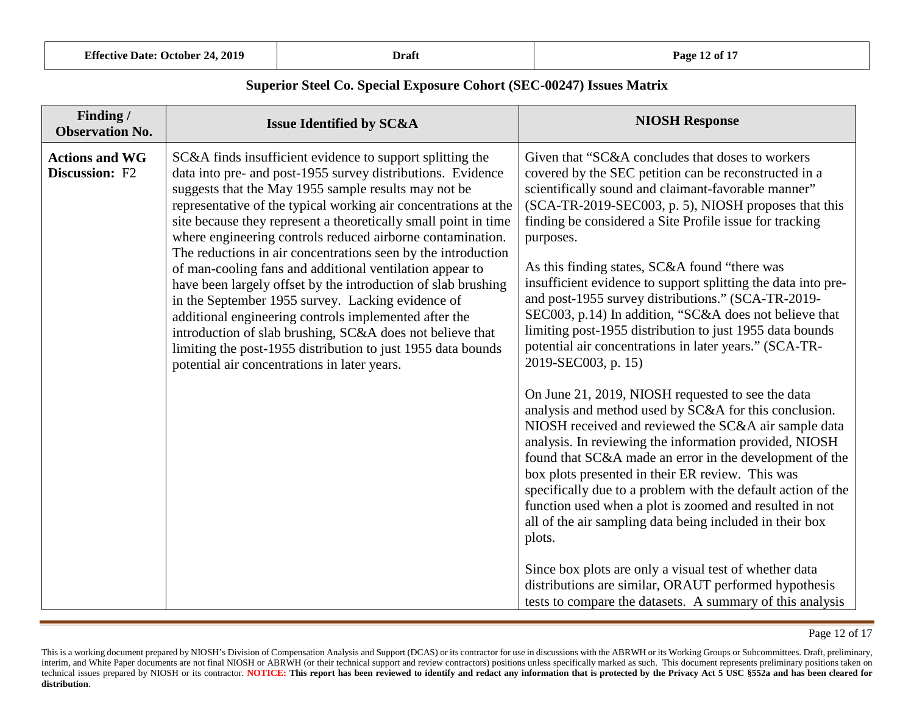## Superior Steel Co. Special Exposure Cohort (SEC-00247) Issues Matrix

| Finding / Observation No. | Issue Identified by SC&A | NIOSH Response |
|---|---|---|
| **Actions and WG Discussion:** F2 | SC&A finds insufficient evidence to support splitting the data into pre- and post-1955 survey distributions. Evidence suggests that the May 1955 sample results may not be representative of the typical working air concentrations at the site because they represent a theoretically small point in time where engineering controls reduced airborne contamination. The reductions in air concentrations seen by the introduction of man-cooling fans and additional ventilation appear to have been largely offset by the introduction of slab brushing in the September 1955 survey. Lacking evidence of additional engineering controls implemented after the introduction of slab brushing, SC&A does not believe that limiting the post-1955 distribution to just 1955 data bounds potential air concentrations in later years. | Given that "SC&A concludes that doses to workers covered by the SEC petition can be reconstructed in a scientifically sound and claimant-favorable manner" (SCA-TR-2019-SEC003, p. 5), NIOSH proposes that this finding be considered a Site Profile issue for tracking purposes.<br><br>As this finding states, SC&A found "there was insufficient evidence to support splitting the data into pre- and post-1955 survey distributions." (SCA-TR-2019-SEC003, p.14) In addition, "SC&A does not believe that limiting post-1955 distribution to just 1955 data bounds potential air concentrations in later years." (SCA-TR-2019-SEC003, p. 15)<br><br>On June 21, 2019, NIOSH requested to see the data analysis and method used by SC&A for this conclusion. NIOSH received and reviewed the SC&A air sample data analysis. In reviewing the information provided, NIOSH found that SC&A made an error in the development of the box plots presented in their ER review. This was specifically due to a problem with the default action of the function used when a plot is zoomed and resulted in not all of the air sampling data being included in their box plots.<br><br>Since box plots are only a visual test of whether data distributions are similar, ORAUT performed hypothesis tests to compare the datasets. A summary of this analysis |

This is a working document prepared by NIOSH's Division of Compensation Analysis and Support (DCAS) or its contractor for use in discussions with the ABRWH or its Working Groups or Subcommittees. Draft, preliminary, interim, and White Paper documents are not final NIOSH or ABRWH (or their technical support and review contractors) positions unless specifically marked as such. This document represents preliminary positions taken on technical issues prepared by NIOSH or its contractor. **NOTICE: This report has been reviewed to identify and redact any information that is protected by the Privacy Act 5 USC §552a and has been cleared for distribution**.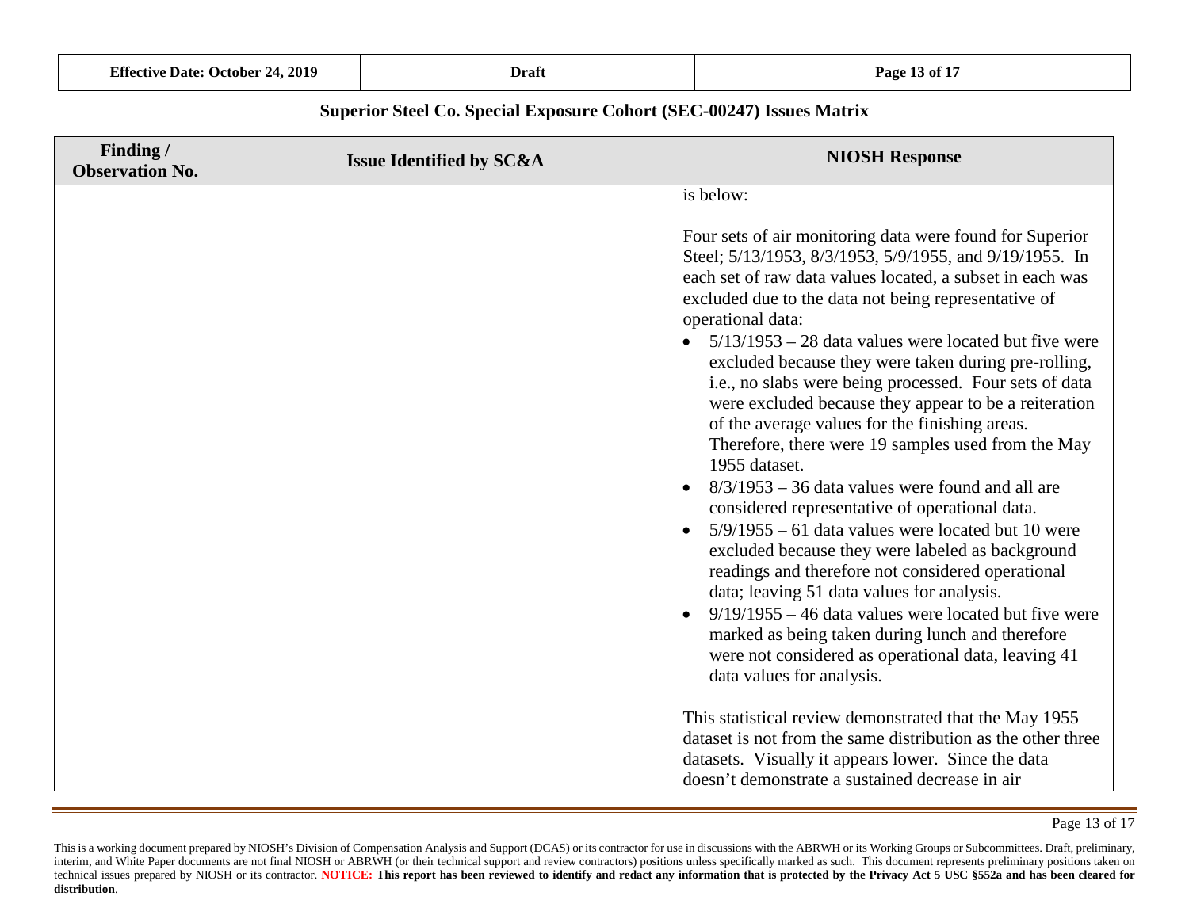## Superior Steel Co. Special Exposure Cohort (SEC-00247) Issues Matrix

| Finding / Observation No. | Issue Identified by SC&A | NIOSH Response |
|---|---|---|
| | | is below:<br><br>Four sets of air monitoring data were found for Superior Steel; 5/13/1953, 8/3/1953, 5/9/1955, and 9/19/1955. In each set of raw data values located, a subset in each was excluded due to the data not being representative of operational data:<br>• 5/13/1953 – 28 data values were located but five were excluded because they were taken during pre-rolling, i.e., no slabs were being processed. Four sets of data were excluded because they appear to be a reiteration of the average values for the finishing areas. Therefore, there were 19 samples used from the May 1955 dataset.<br>• 8/3/1953 – 36 data values were found and all are considered representative of operational data.<br>• 5/9/1955 – 61 data values were located but 10 were excluded because they were labeled as background readings and therefore not considered operational data; leaving 51 data values for analysis.<br>• 9/19/1955 – 46 data values were located but five were marked as being taken during lunch and therefore were not considered as operational data, leaving 41 data values for analysis.<br><br>This statistical review demonstrated that the May 1955 dataset is not from the same distribution as the other three datasets. Visually it appears lower. Since the data doesn't demonstrate a sustained decrease in air |

This is a working document prepared by NIOSH's Division of Compensation Analysis and Support (DCAS) or its contractor for use in discussions with the ABRWH or its Working Groups or Subcommittees. Draft, preliminary, interim, and White Paper documents are not final NIOSH or ABRWH (or their technical support and review contractors) positions unless specifically marked as such. This document represents preliminary positions taken on technical issues prepared by NIOSH or its contractor. **NOTICE: This report has been reviewed to identify and redact any information that is protected by the Privacy Act 5 USC §552a and has been cleared for distribution**.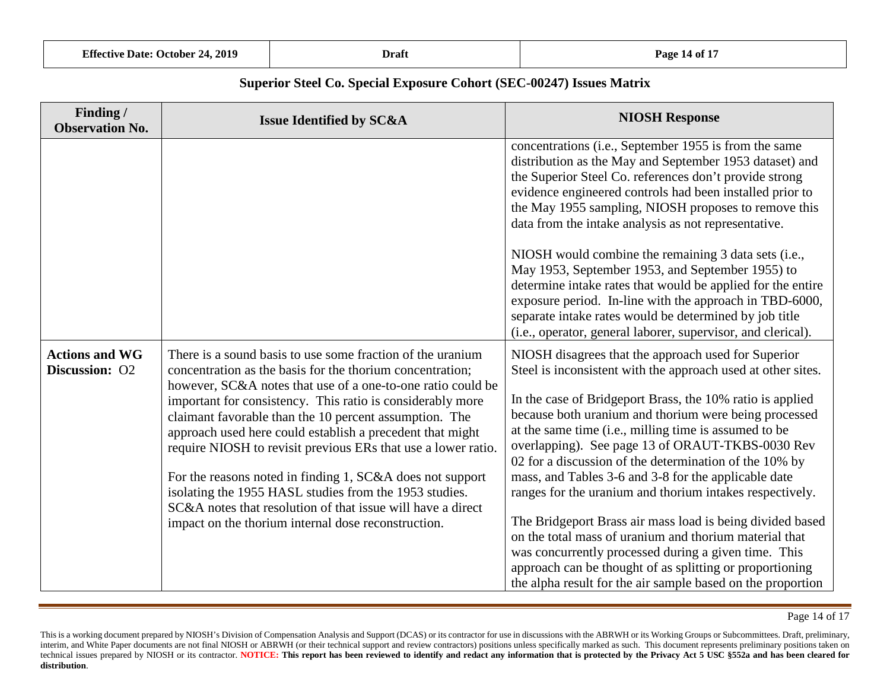## Superior Steel Co. Special Exposure Cohort (SEC-00247) Issues Matrix

| Finding / Observation No. | Issue Identified by SC&A | NIOSH Response |
|---|---|---|
| | | concentrations (i.e., September 1955 is from the same distribution as the May and September 1953 dataset) and the Superior Steel Co. references don't provide strong evidence engineered controls had been installed prior to the May 1955 sampling, NIOSH proposes to remove this data from the intake analysis as not representative.<br><br>NIOSH would combine the remaining 3 data sets (i.e., May 1953, September 1953, and September 1955) to determine intake rates that would be applied for the entire exposure period. In-line with the approach in TBD-6000, separate intake rates would be determined by job title (i.e., operator, general laborer, supervisor, and clerical). |
| **Actions and WG Discussion:** O2 | There is a sound basis to use some fraction of the uranium concentration as the basis for the thorium concentration; however, SC&A notes that use of a one-to-one ratio could be important for consistency. This ratio is considerably more claimant favorable than the 10 percent assumption. The approach used here could establish a precedent that might require NIOSH to revisit previous ERs that use a lower ratio.<br><br>For the reasons noted in finding 1, SC&A does not support isolating the 1955 HASL studies from the 1953 studies. SC&A notes that resolution of that issue will have a direct impact on the thorium internal dose reconstruction. | NIOSH disagrees that the approach used for Superior Steel is inconsistent with the approach used at other sites.<br><br>In the case of Bridgeport Brass, the 10% ratio is applied because both uranium and thorium were being processed at the same time (i.e., milling time is assumed to be overlapping). See page 13 of ORAUT-TKBS-0030 Rev 02 for a discussion of the determination of the 10% by mass, and Tables 3-6 and 3-8 for the applicable date ranges for the uranium and thorium intakes respectively.<br><br>The Bridgeport Brass air mass load is being divided based on the total mass of uranium and thorium material that was concurrently processed during a given time. This approach can be thought of as splitting or proportioning the alpha result for the air sample based on the proportion |

This is a working document prepared by NIOSH's Division of Compensation Analysis and Support (DCAS) or its contractor for use in discussions with the ABRWH or its Working Groups or Subcommittees. Draft, preliminary, interim, and White Paper documents are not final NIOSH or ABRWH (or their technical support and review contractors) positions unless specifically marked as such. This document represents preliminary positions taken on technical issues prepared by NIOSH or its contractor. **NOTICE: This report has been reviewed to identify and redact any information that is protected by the Privacy Act 5 USC §552a and has been cleared for distribution**.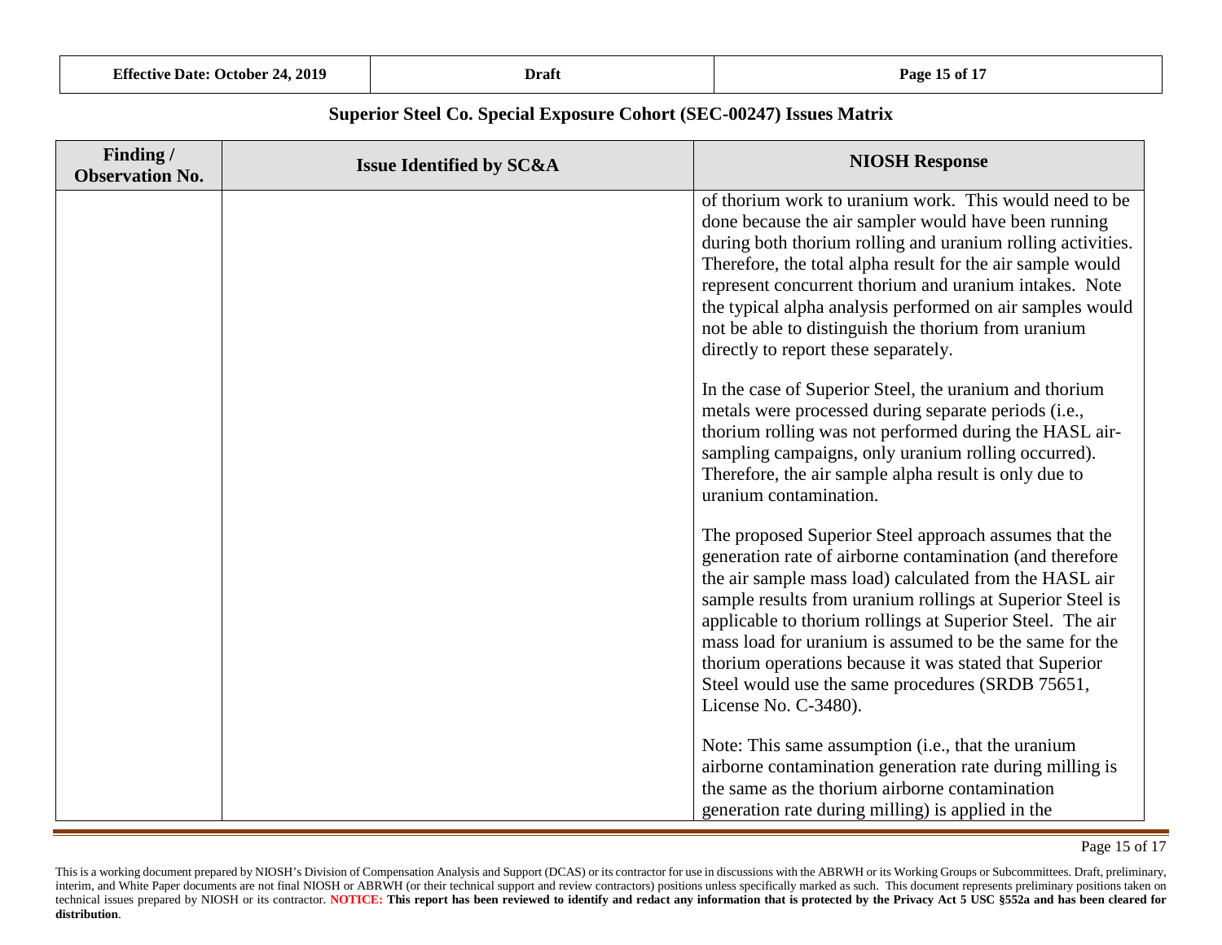**Superior Steel Co. Special Exposure Cohort (SEC-00247) Issues Matrix**

| Finding / Observation No. | Issue Identified by SC&A | NIOSH Response |
|---|---|---|
| | | of thorium work to uranium work. This would need to be done because the air sampler would have been running during both thorium rolling and uranium rolling activities. Therefore, the total alpha result for the air sample would represent concurrent thorium and uranium intakes. Note the typical alpha analysis performed on air samples would not be able to distinguish the thorium from uranium directly to report these separately.<br><br>In the case of Superior Steel, the uranium and thorium metals were processed during separate periods (i.e., thorium rolling was not performed during the HASL air-sampling campaigns, only uranium rolling occurred). Therefore, the air sample alpha result is only due to uranium contamination.<br><br>The proposed Superior Steel approach assumes that the generation rate of airborne contamination (and therefore the air sample mass load) calculated from the HASL air sample results from uranium rollings at Superior Steel is applicable to thorium rollings at Superior Steel. The air mass load for uranium is assumed to be the same for the thorium operations because it was stated that Superior Steel would use the same procedures (SRDB 75651, License No. C-3480).<br><br>Note: This same assumption (i.e., that the uranium airborne contamination generation rate during milling is the same as the thorium airborne contamination generation rate during milling) is applied in the |

This is a working document prepared by NIOSH's Division of Compensation Analysis and Support (DCAS) or its contractor for use in discussions with the ABRWH or its Working Groups or Subcommittees. Draft, preliminary, interim, and White Paper documents are not final NIOSH or ABRWH (or their technical support and review contractors) positions unless specifically marked as such. This document represents preliminary positions taken on technical issues prepared by NIOSH or its contractor. **NOTICE: This report has been reviewed to identify and redact any information that is protected by the Privacy Act 5 USC §552a and has been cleared for distribution**.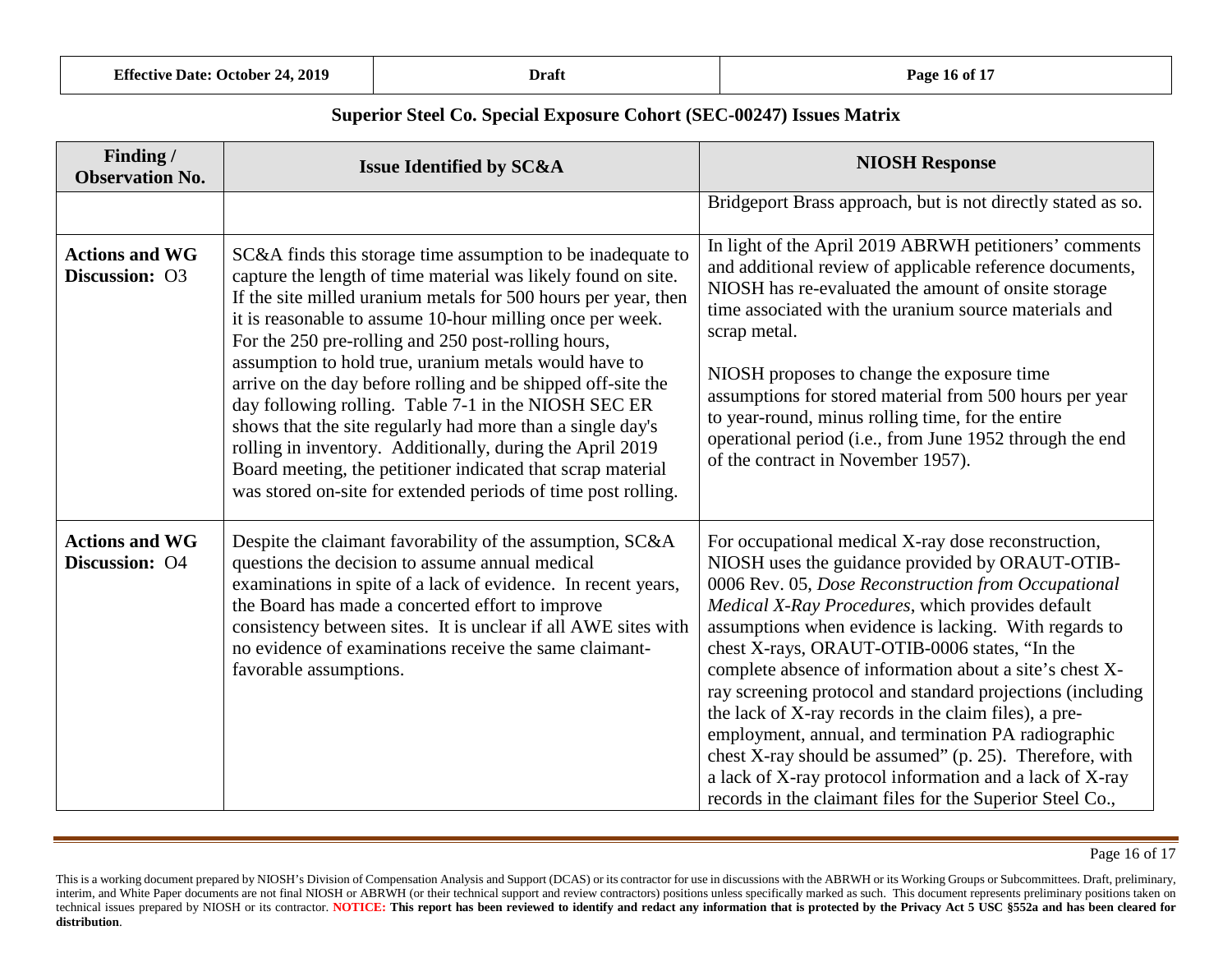## Superior Steel Co. Special Exposure Cohort (SEC-00247) Issues Matrix

| Finding / Observation No. | Issue Identified by SC&A | NIOSH Response |
|---|---|---|
| | | Bridgeport Brass approach, but is not directly stated as so. |
| **Actions and WG Discussion:** O3 | SC&A finds this storage time assumption to be inadequate to capture the length of time material was likely found on site. If the site milled uranium metals for 500 hours per year, then it is reasonable to assume 10-hour milling once per week. For the 250 pre-rolling and 250 post-rolling hours, assumption to hold true, uranium metals would have to arrive on the day before rolling and be shipped off-site the day following rolling. Table 7-1 in the NIOSH SEC ER shows that the site regularly had more than a single day's rolling in inventory. Additionally, during the April 2019 Board meeting, the petitioner indicated that scrap material was stored on-site for extended periods of time post rolling. | In light of the April 2019 ABRWH petitioners' comments and additional review of applicable reference documents, NIOSH has re-evaluated the amount of onsite storage time associated with the uranium source materials and scrap metal.<br><br>NIOSH proposes to change the exposure time assumptions for stored material from 500 hours per year to year-round, minus rolling time, for the entire operational period (i.e., from June 1952 through the end of the contract in November 1957). |
| **Actions and WG Discussion:** O4 | Despite the claimant favorability of the assumption, SC&A questions the decision to assume annual medical examinations in spite of a lack of evidence. In recent years, the Board has made a concerted effort to improve consistency between sites. It is unclear if all AWE sites with no evidence of examinations receive the same claimant-favorable assumptions. | For occupational medical X-ray dose reconstruction, NIOSH uses the guidance provided by ORAUT-OTIB-0006 Rev. 05, *Dose Reconstruction from Occupational Medical X-Ray Procedures*, which provides default assumptions when evidence is lacking. With regards to chest X-rays, ORAUT-OTIB-0006 states, "In the complete absence of information about a site's chest X-ray screening protocol and standard projections (including the lack of X-ray records in the claim files), a pre-employment, annual, and termination PA radiographic chest X-ray should be assumed" (p. 25). Therefore, with a lack of X-ray protocol information and a lack of X-ray records in the claimant files for the Superior Steel Co., |

This is a working document prepared by NIOSH's Division of Compensation Analysis and Support (DCAS) or its contractor for use in discussions with the ABRWH or its Working Groups or Subcommittees. Draft, preliminary, interim, and White Paper documents are not final NIOSH or ABRWH (or their technical support and review contractors) positions unless specifically marked as such. This document represents preliminary positions taken on technical issues prepared by NIOSH or its contractor. **NOTICE: This report has been reviewed to identify and redact any information that is protected by the Privacy Act 5 USC §552a and has been cleared for distribution**.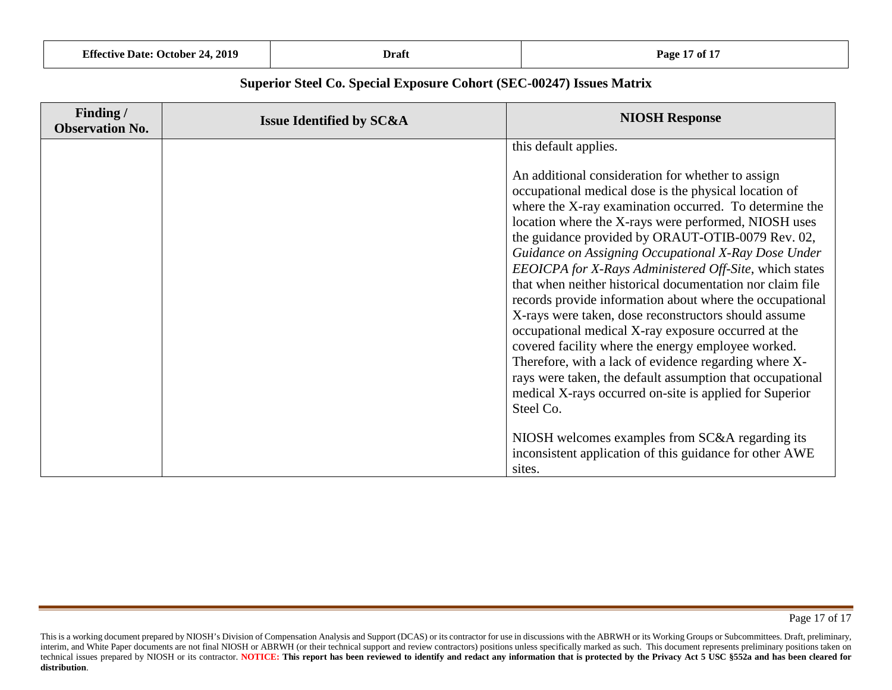## Superior Steel Co. Special Exposure Cohort (SEC-00247) Issues Matrix

| Finding / Observation No. | Issue Identified by SC&A | NIOSH Response |
|---|---|---|
| | | this default applies.<br><br>An additional consideration for whether to assign occupational medical dose is the physical location of where the X-ray examination occurred. To determine the location where the X-rays were performed, NIOSH uses the guidance provided by ORAUT-OTIB-0079 Rev. 02, *Guidance on Assigning Occupational X-Ray Dose Under EEOICPA for X-Rays Administered Off-Site*, which states that when neither historical documentation nor claim file records provide information about where the occupational X-rays were taken, dose reconstructors should assume occupational medical X-ray exposure occurred at the covered facility where the energy employee worked. Therefore, with a lack of evidence regarding where X-rays were taken, the default assumption that occupational medical X-rays occurred on-site is applied for Superior Steel Co.<br><br>NIOSH welcomes examples from SC&A regarding its inconsistent application of this guidance for other AWE sites. |

This is a working document prepared by NIOSH's Division of Compensation Analysis and Support (DCAS) or its contractor for use in discussions with the ABRWH or its Working Groups or Subcommittees. Draft, preliminary, interim, and White Paper documents are not final NIOSH or ABRWH (or their technical support and review contractors) positions unless specifically marked as such. This document represents preliminary positions taken on technical issues prepared by NIOSH or its contractor. **NOTICE: This report has been reviewed to identify and redact any information that is protected by the Privacy Act 5 USC §552a and has been cleared for distribution**.